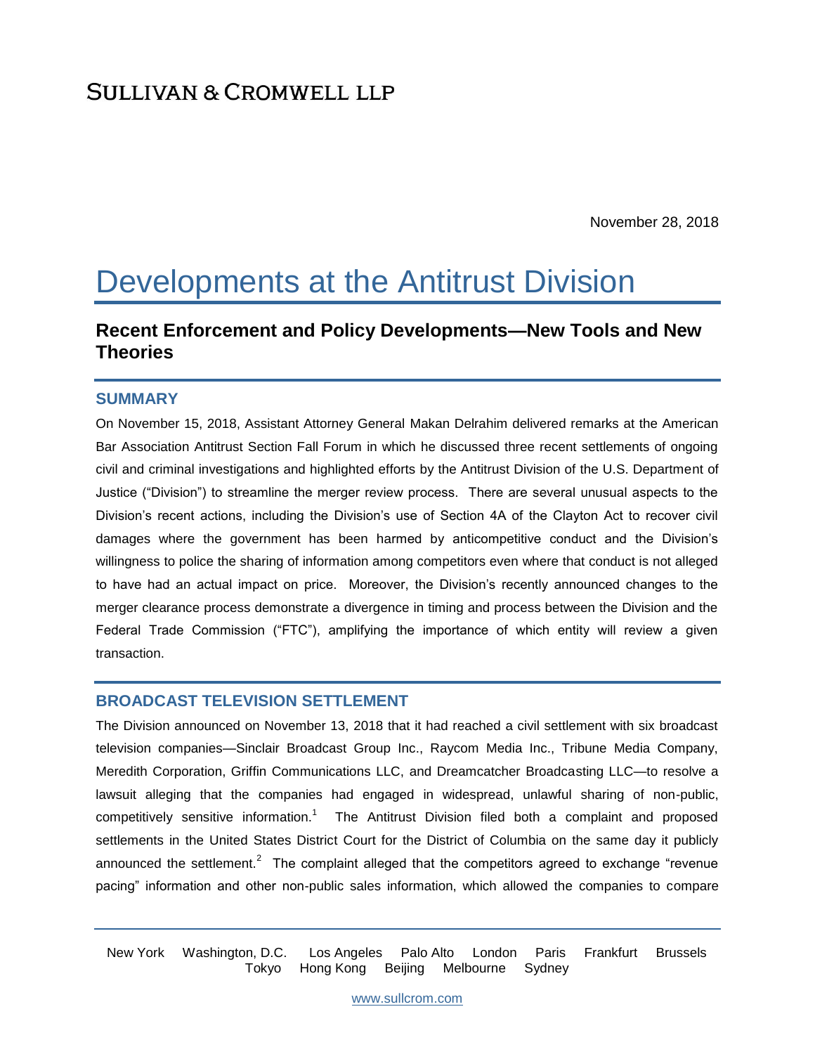SULLIVAN & CROMWELL LLP

November 28, 2018

# Developments at the Antitrust Division

## Recent Enforcement and Policy Developments—New Tools and New Theories

### SUMMARY

On November 15, 2018, Assistant Attorney General Makan Delrahim delivered remarks at the American Bar Association Antitrust Section Fall Forum in which he discussed three recent settlements of ongoing civil and criminal investigations and highlighted efforts by the Antitrust Division of the U.S. Department of Justice ("Division") to streamline the merger review process. There are several unusual aspects to the Division's recent actions, including the Division's use of Section 4A of the Clayton Act to recover civil damages where the government has been harmed by anticompetitive conduct and the Division's willingness to police the sharing of information among competitors even where that conduct is not alleged to have had an actual impact on price. Moreover, the Division's recently announced changes to the merger clearance process demonstrate a divergence in timing and process between the Division and the Federal Trade Commission ("FTC"), amplifying the importance of which entity will review a given transaction.

### BROADCAST TELEVISION SETTLEMENT

The Division announced on November 13, 2018 that it had reached a civil settlement with six broadcast television companies—Sinclair Broadcast Group Inc., Raycom Media Inc., Tribune Media Company, Meredith Corporation, Griffin Communications LLC, and Dreamcatcher Broadcasting LLC—to resolve a lawsuit alleging that the companies had engaged in widespread, unlawful sharing of non-public, competitively sensitive information.[1] The Antitrust Division filed both a complaint and proposed settlements in the United States District Court for the District of Columbia on the same day it publicly announced the settlement.[2] The complaint alleged that the competitors agreed to exchange "revenue pacing" information and other non-public sales information, which allowed the companies to compare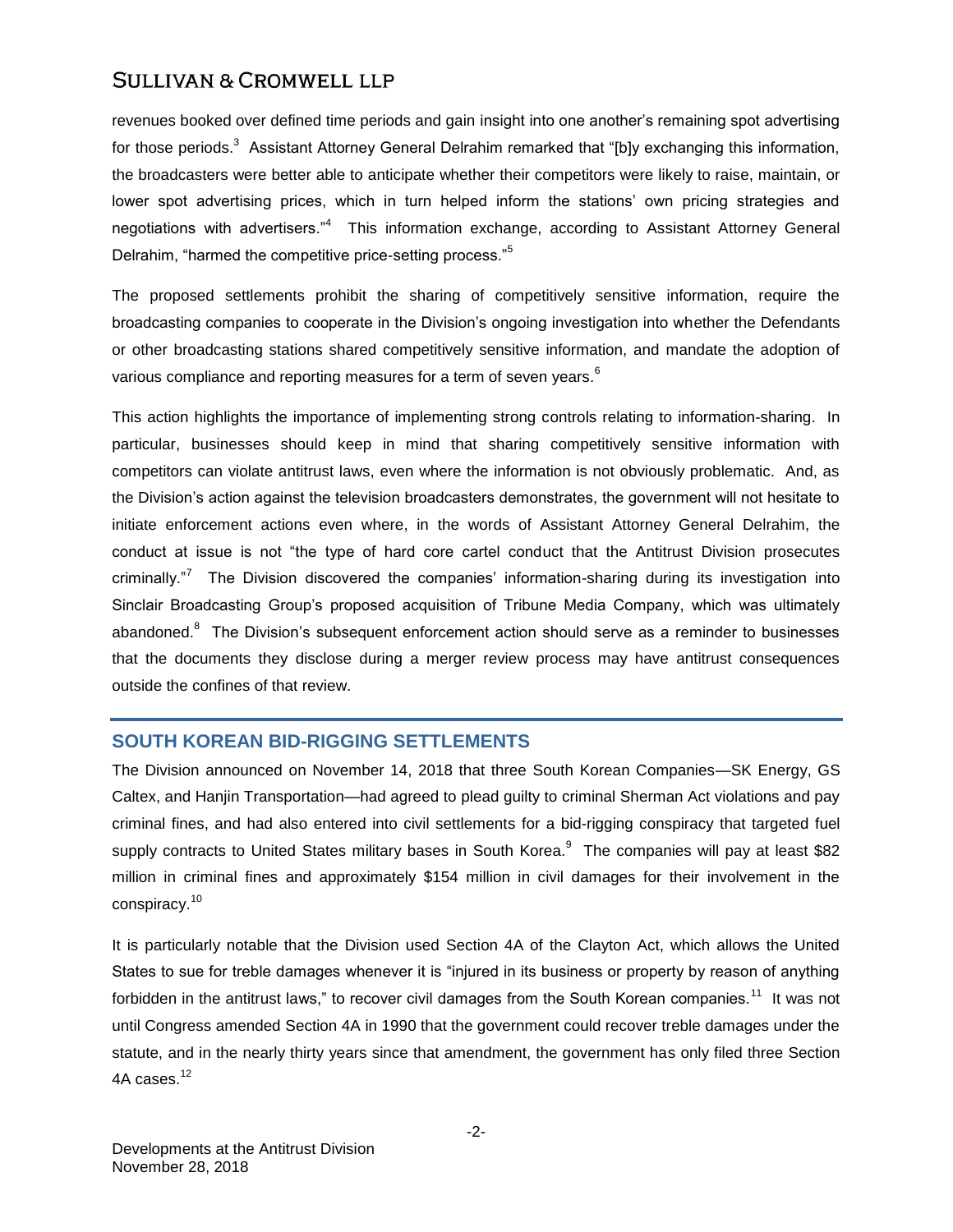revenues booked over defined time periods and gain insight into one another's remaining spot advertising for those periods.[3] Assistant Attorney General Delrahim remarked that "[b]y exchanging this information, the broadcasters were better able to anticipate whether their competitors were likely to raise, maintain, or lower spot advertising prices, which in turn helped inform the stations' own pricing strategies and negotiations with advertisers."[4] This information exchange, according to Assistant Attorney General Delrahim, "harmed the competitive price-setting process."[5]

The proposed settlements prohibit the sharing of competitively sensitive information, require the broadcasting companies to cooperate in the Division's ongoing investigation into whether the Defendants or other broadcasting stations shared competitively sensitive information, and mandate the adoption of various compliance and reporting measures for a term of seven years.[6]

This action highlights the importance of implementing strong controls relating to information-sharing. In particular, businesses should keep in mind that sharing competitively sensitive information with competitors can violate antitrust laws, even where the information is not obviously problematic. And, as the Division's action against the television broadcasters demonstrates, the government will not hesitate to initiate enforcement actions even where, in the words of Assistant Attorney General Delrahim, the conduct at issue is not "the type of hard core cartel conduct that the Antitrust Division prosecutes criminally."[7] The Division discovered the companies' information-sharing during its investigation into Sinclair Broadcasting Group's proposed acquisition of Tribune Media Company, which was ultimately abandoned.[8] The Division's subsequent enforcement action should serve as a reminder to businesses that the documents they disclose during a merger review process may have antitrust consequences outside the confines of that review.

## SOUTH KOREAN BID-RIGGING SETTLEMENTS

The Division announced on November 14, 2018 that three South Korean Companies—SK Energy, GS Caltex, and Hanjin Transportation—had agreed to plead guilty to criminal Sherman Act violations and pay criminal fines, and had also entered into civil settlements for a bid-rigging conspiracy that targeted fuel supply contracts to United States military bases in South Korea.[9] The companies will pay at least $82 million in criminal fines and approximately $154 million in civil damages for their involvement in the conspiracy.[10]

It is particularly notable that the Division used Section 4A of the Clayton Act, which allows the United States to sue for treble damages whenever it is "injured in its business or property by reason of anything forbidden in the antitrust laws," to recover civil damages from the South Korean companies.[11] It was not until Congress amended Section 4A in 1990 that the government could recover treble damages under the statute, and in the nearly thirty years since that amendment, the government has only filed three Section 4A cases.[12]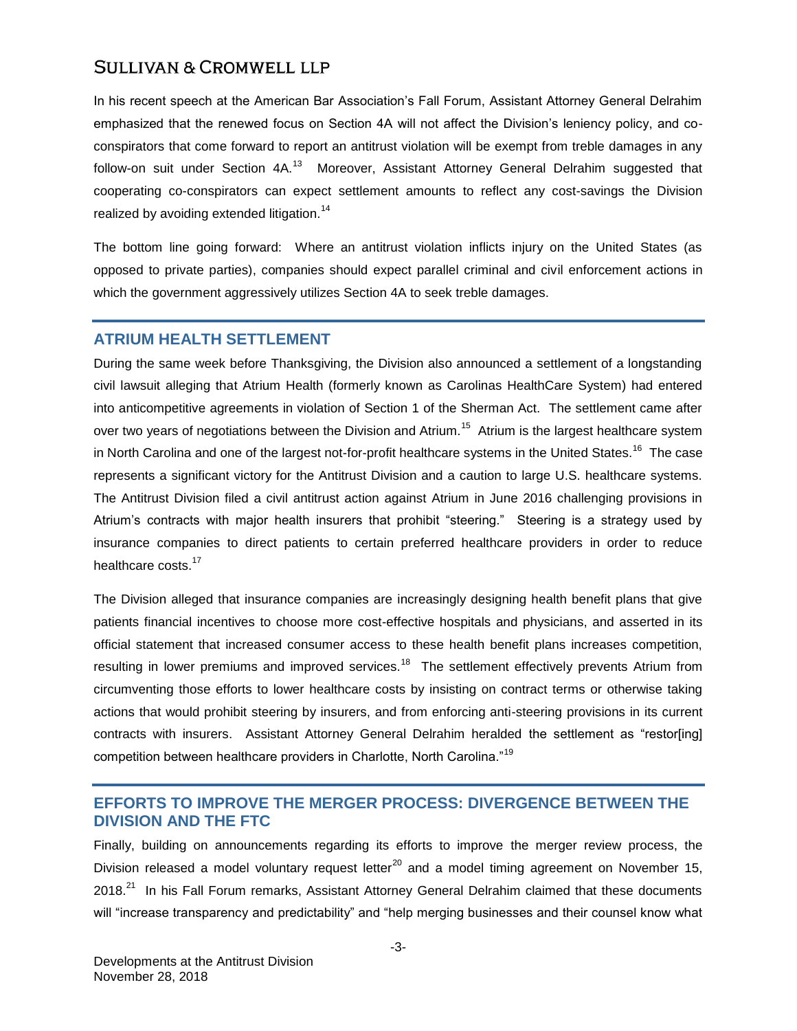In his recent speech at the American Bar Association's Fall Forum, Assistant Attorney General Delrahim emphasized that the renewed focus on Section 4A will not affect the Division's leniency policy, and co-conspirators that come forward to report an antitrust violation will be exempt from treble damages in any follow-on suit under Section 4A.[13] Moreover, Assistant Attorney General Delrahim suggested that cooperating co-conspirators can expect settlement amounts to reflect any cost-savings the Division realized by avoiding extended litigation.[14]

The bottom line going forward: Where an antitrust violation inflicts injury on the United States (as opposed to private parties), companies should expect parallel criminal and civil enforcement actions in which the government aggressively utilizes Section 4A to seek treble damages.

## ATRIUM HEALTH SETTLEMENT

During the same week before Thanksgiving, the Division also announced a settlement of a longstanding civil lawsuit alleging that Atrium Health (formerly known as Carolinas HealthCare System) had entered into anticompetitive agreements in violation of Section 1 of the Sherman Act. The settlement came after over two years of negotiations between the Division and Atrium.[15] Atrium is the largest healthcare system in North Carolina and one of the largest not-for-profit healthcare systems in the United States.[16] The case represents a significant victory for the Antitrust Division and a caution to large U.S. healthcare systems. The Antitrust Division filed a civil antitrust action against Atrium in June 2016 challenging provisions in Atrium's contracts with major health insurers that prohibit "steering." Steering is a strategy used by insurance companies to direct patients to certain preferred healthcare providers in order to reduce healthcare costs.[17]

The Division alleged that insurance companies are increasingly designing health benefit plans that give patients financial incentives to choose more cost-effective hospitals and physicians, and asserted in its official statement that increased consumer access to these health benefit plans increases competition, resulting in lower premiums and improved services.[18] The settlement effectively prevents Atrium from circumventing those efforts to lower healthcare costs by insisting on contract terms or otherwise taking actions that would prohibit steering by insurers, and from enforcing anti-steering provisions in its current contracts with insurers. Assistant Attorney General Delrahim heralded the settlement as "restor[ing] competition between healthcare providers in Charlotte, North Carolina."[19]

## EFFORTS TO IMPROVE THE MERGER PROCESS: DIVERGENCE BETWEEN THE DIVISION AND THE FTC

Finally, building on announcements regarding its efforts to improve the merger review process, the Division released a model voluntary request letter[20] and a model timing agreement on November 15, 2018.[21] In his Fall Forum remarks, Assistant Attorney General Delrahim claimed that these documents will "increase transparency and predictability" and "help merging businesses and their counsel know what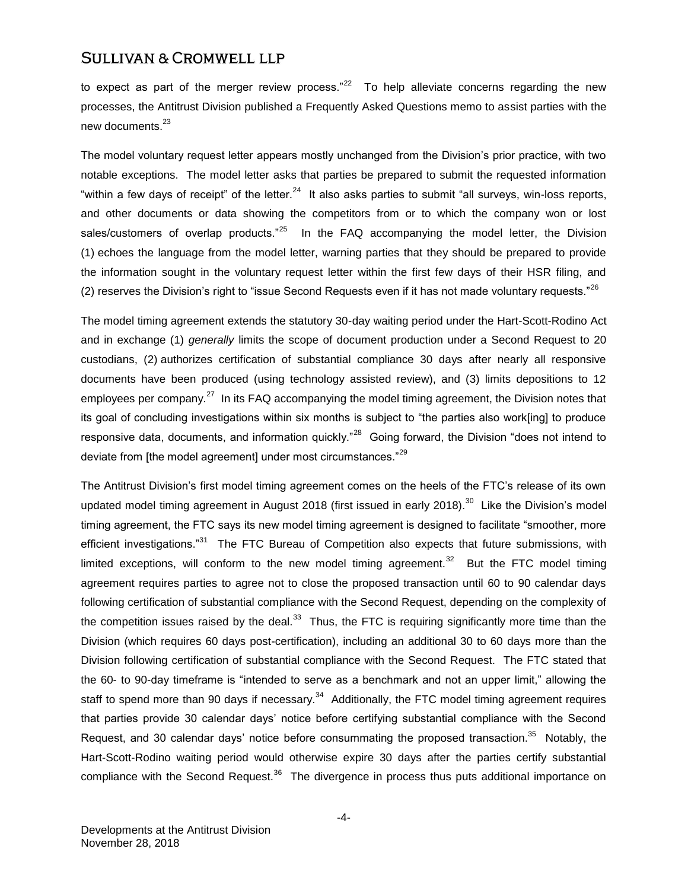to expect as part of the merger review process."[22] To help alleviate concerns regarding the new processes, the Antitrust Division published a Frequently Asked Questions memo to assist parties with the new documents.[23]

The model voluntary request letter appears mostly unchanged from the Division's prior practice, with two notable exceptions. The model letter asks that parties be prepared to submit the requested information "within a few days of receipt" of the letter.[24] It also asks parties to submit "all surveys, win-loss reports, and other documents or data showing the competitors from or to which the company won or lost sales/customers of overlap products."[25] In the FAQ accompanying the model letter, the Division (1) echoes the language from the model letter, warning parties that they should be prepared to provide the information sought in the voluntary request letter within the first few days of their HSR filing, and (2) reserves the Division's right to "issue Second Requests even if it has not made voluntary requests."[26]

The model timing agreement extends the statutory 30-day waiting period under the Hart-Scott-Rodino Act and in exchange (1) *generally* limits the scope of document production under a Second Request to 20 custodians, (2) authorizes certification of substantial compliance 30 days after nearly all responsive documents have been produced (using technology assisted review), and (3) limits depositions to 12 employees per company.[27] In its FAQ accompanying the model timing agreement, the Division notes that its goal of concluding investigations within six months is subject to "the parties also work[ing] to produce responsive data, documents, and information quickly."[28] Going forward, the Division "does not intend to deviate from [the model agreement] under most circumstances."[29]

The Antitrust Division's first model timing agreement comes on the heels of the FTC's release of its own updated model timing agreement in August 2018 (first issued in early 2018).[30] Like the Division's model timing agreement, the FTC says its new model timing agreement is designed to facilitate "smoother, more efficient investigations."[31] The FTC Bureau of Competition also expects that future submissions, with limited exceptions, will conform to the new model timing agreement.[32] But the FTC model timing agreement requires parties to agree not to close the proposed transaction until 60 to 90 calendar days following certification of substantial compliance with the Second Request, depending on the complexity of the competition issues raised by the deal.[33] Thus, the FTC is requiring significantly more time than the Division (which requires 60 days post-certification), including an additional 30 to 60 days more than the Division following certification of substantial compliance with the Second Request. The FTC stated that the 60- to 90-day timeframe is "intended to serve as a benchmark and not an upper limit," allowing the staff to spend more than 90 days if necessary.[34] Additionally, the FTC model timing agreement requires that parties provide 30 calendar days' notice before certifying substantial compliance with the Second Request, and 30 calendar days' notice before consummating the proposed transaction.[35] Notably, the Hart-Scott-Rodino waiting period would otherwise expire 30 days after the parties certify substantial compliance with the Second Request.[36] The divergence in process thus puts additional importance on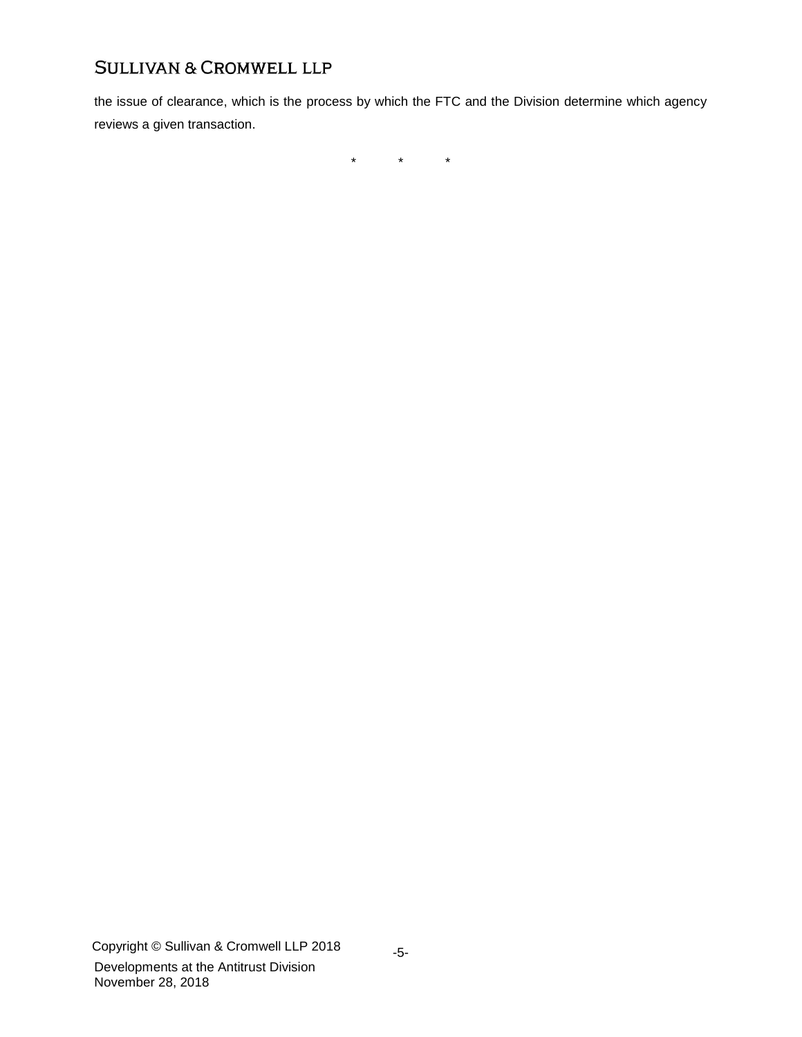the issue of clearance, which is the process by which the FTC and the Division determine which agency reviews a given transaction.

\*          \*          \*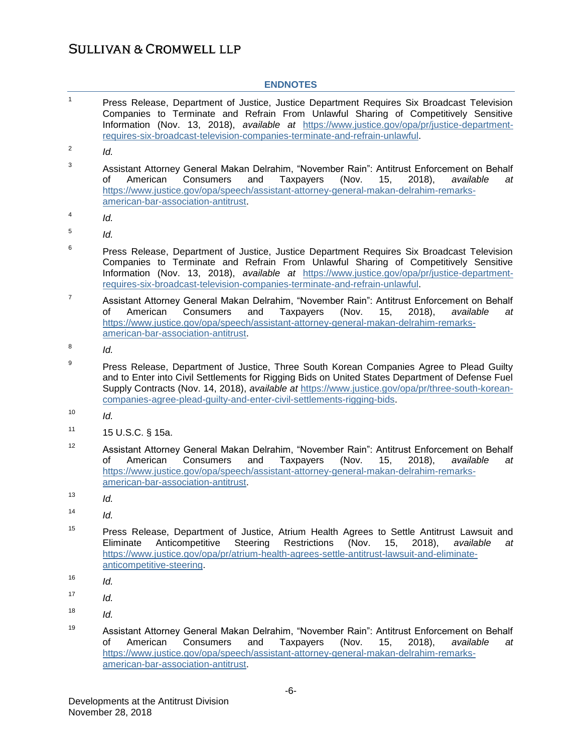## ENDNOTES

1. Press Release, Department of Justice, Justice Department Requires Six Broadcast Television Companies to Terminate and Refrain From Unlawful Sharing of Competitively Sensitive Information (Nov. 13, 2018), *available at* https://www.justice.gov/opa/pr/justice-department-requires-six-broadcast-television-companies-terminate-and-refrain-unlawful.

2. *Id.*

3. Assistant Attorney General Makan Delrahim, "November Rain": Antitrust Enforcement on Behalf of American Consumers and Taxpayers (Nov. 15, 2018), *available at* https://www.justice.gov/opa/speech/assistant-attorney-general-makan-delrahim-remarks-american-bar-association-antitrust.

4. *Id.*

5. *Id.*

6. Press Release, Department of Justice, Justice Department Requires Six Broadcast Television Companies to Terminate and Refrain From Unlawful Sharing of Competitively Sensitive Information (Nov. 13, 2018), *available at* https://www.justice.gov/opa/pr/justice-department-requires-six-broadcast-television-companies-terminate-and-refrain-unlawful.

7. Assistant Attorney General Makan Delrahim, "November Rain": Antitrust Enforcement on Behalf of American Consumers and Taxpayers (Nov. 15, 2018), *available at* https://www.justice.gov/opa/speech/assistant-attorney-general-makan-delrahim-remarks-american-bar-association-antitrust.

8. *Id.*

9. Press Release, Department of Justice, Three South Korean Companies Agree to Plead Guilty and to Enter into Civil Settlements for Rigging Bids on United States Department of Defense Fuel Supply Contracts (Nov. 14, 2018), *available at* https://www.justice.gov/opa/pr/three-south-korean-companies-agree-plead-guilty-and-enter-civil-settlements-rigging-bids.

10. *Id.*

11. 15 U.S.C. § 15a.

12. Assistant Attorney General Makan Delrahim, "November Rain": Antitrust Enforcement on Behalf of American Consumers and Taxpayers (Nov. 15, 2018), *available at* https://www.justice.gov/opa/speech/assistant-attorney-general-makan-delrahim-remarks-american-bar-association-antitrust.

13. *Id.*

14. *Id.*

15. Press Release, Department of Justice, Atrium Health Agrees to Settle Antitrust Lawsuit and Eliminate Anticompetitive Steering Restrictions (Nov. 15, 2018), *available at* https://www.justice.gov/opa/pr/atrium-health-agrees-settle-antitrust-lawsuit-and-eliminate-anticompetitive-steering.

16. *Id.*

17. *Id.*

18. *Id.*

19. Assistant Attorney General Makan Delrahim, "November Rain": Antitrust Enforcement on Behalf of American Consumers and Taxpayers (Nov. 15, 2018), *available at* https://www.justice.gov/opa/speech/assistant-attorney-general-makan-delrahim-remarks-american-bar-association-antitrust.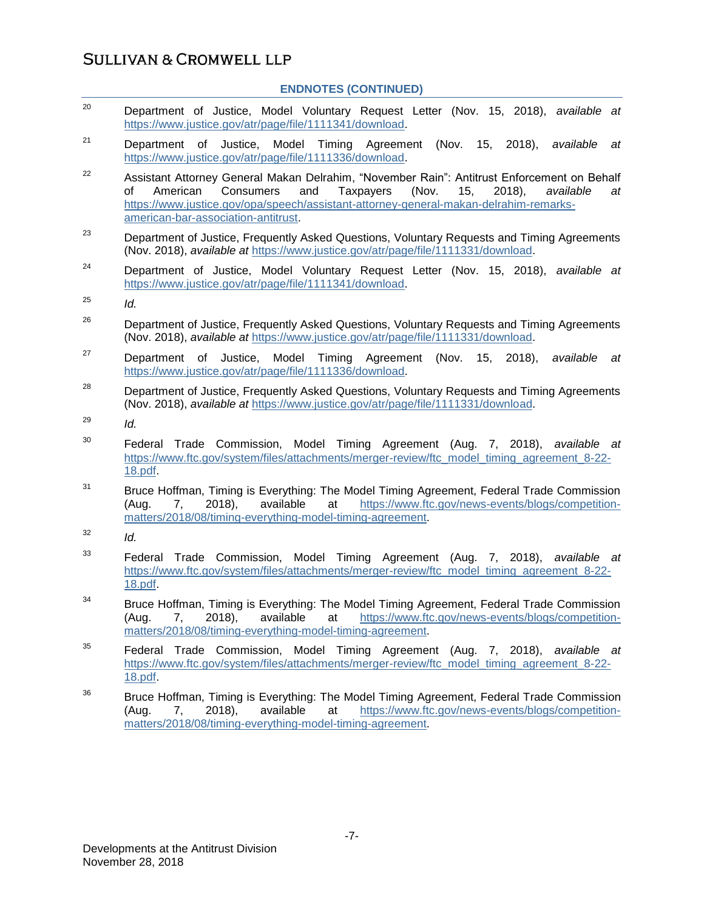**ENDNOTES (CONTINUED)**

[20] Department of Justice, Model Voluntary Request Letter (Nov. 15, 2018), *available at* https://www.justice.gov/atr/page/file/1111341/download.

[21] Department of Justice, Model Timing Agreement (Nov. 15, 2018), *available at* https://www.justice.gov/atr/page/file/1111336/download.

[22] Assistant Attorney General Makan Delrahim, "November Rain": Antitrust Enforcement on Behalf of American Consumers and Taxpayers (Nov. 15, 2018), *available at* https://www.justice.gov/opa/speech/assistant-attorney-general-makan-delrahim-remarks-american-bar-association-antitrust.

[23] Department of Justice, Frequently Asked Questions, Voluntary Requests and Timing Agreements (Nov. 2018), *available at* https://www.justice.gov/atr/page/file/1111331/download.

[24] Department of Justice, Model Voluntary Request Letter (Nov. 15, 2018), *available at* https://www.justice.gov/atr/page/file/1111341/download.

[25] *Id.*

[26] Department of Justice, Frequently Asked Questions, Voluntary Requests and Timing Agreements (Nov. 2018), *available at* https://www.justice.gov/atr/page/file/1111331/download.

[27] Department of Justice, Model Timing Agreement (Nov. 15, 2018), *available at* https://www.justice.gov/atr/page/file/1111336/download.

[28] Department of Justice, Frequently Asked Questions, Voluntary Requests and Timing Agreements (Nov. 2018), *available at* https://www.justice.gov/atr/page/file/1111331/download.

[29] *Id.*

[30] Federal Trade Commission, Model Timing Agreement (Aug. 7, 2018), *available at* https://www.ftc.gov/system/files/attachments/merger-review/ftc_model_timing_agreement_8-22-18.pdf.

[31] Bruce Hoffman, Timing is Everything: The Model Timing Agreement, Federal Trade Commission (Aug. 7, 2018), available at https://www.ftc.gov/news-events/blogs/competition-matters/2018/08/timing-everything-model-timing-agreement.

[32] *Id.*

[33] Federal Trade Commission, Model Timing Agreement (Aug. 7, 2018), *available at* https://www.ftc.gov/system/files/attachments/merger-review/ftc_model_timing_agreement_8-22-18.pdf.

[34] Bruce Hoffman, Timing is Everything: The Model Timing Agreement, Federal Trade Commission (Aug. 7, 2018), available at https://www.ftc.gov/news-events/blogs/competition-matters/2018/08/timing-everything-model-timing-agreement.

[35] Federal Trade Commission, Model Timing Agreement (Aug. 7, 2018), *available at* https://www.ftc.gov/system/files/attachments/merger-review/ftc_model_timing_agreement_8-22-18.pdf.

[36] Bruce Hoffman, Timing is Everything: The Model Timing Agreement, Federal Trade Commission (Aug. 7, 2018), available at https://www.ftc.gov/news-events/blogs/competition-matters/2018/08/timing-everything-model-timing-agreement.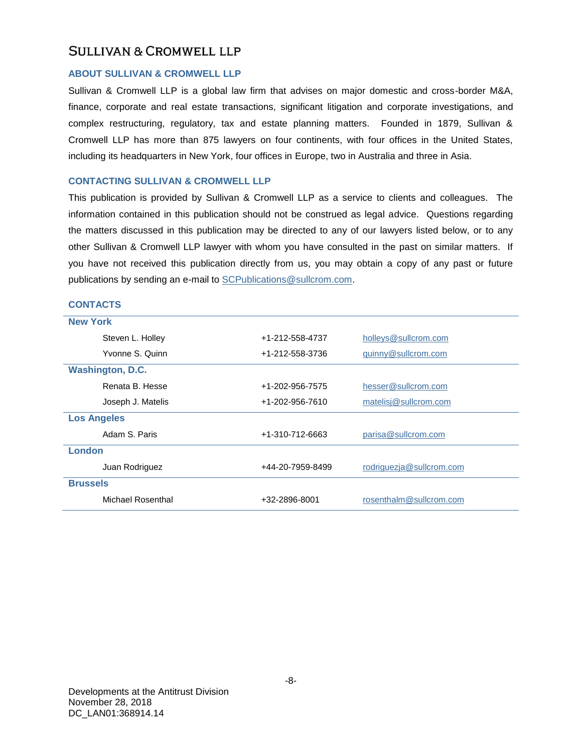# SULLIVAN & CROMWELL LLP

## ABOUT SULLIVAN & CROMWELL LLP

Sullivan & Cromwell LLP is a global law firm that advises on major domestic and cross-border M&A, finance, corporate and real estate transactions, significant litigation and corporate investigations, and complex restructuring, regulatory, tax and estate planning matters. Founded in 1879, Sullivan & Cromwell LLP has more than 875 lawyers on four continents, with four offices in the United States, including its headquarters in New York, four offices in Europe, two in Australia and three in Asia.

## CONTACTING SULLIVAN & CROMWELL LLP

This publication is provided by Sullivan & Cromwell LLP as a service to clients and colleagues. The information contained in this publication should not be construed as legal advice. Questions regarding the matters discussed in this publication may be directed to any of our lawyers listed below, or to any other Sullivan & Cromwell LLP lawyer with whom you have consulted in the past on similar matters. If you have not received this publication directly from us, you may obtain a copy of any past or future publications by sending an e-mail to SCPublications@sullcrom.com.

## CONTACTS

| | | |
|---|---|---|
| **New York** | | |
| Steven L. Holley | +1-212-558-4737 | holleys@sullcrom.com |
| Yvonne S. Quinn | +1-212-558-3736 | quinny@sullcrom.com |
| **Washington, D.C.** | | |
| Renata B. Hesse | +1-202-956-7575 | hesser@sullcrom.com |
| Joseph J. Matelis | +1-202-956-7610 | matelisj@sullcrom.com |
| **Los Angeles** | | |
| Adam S. Paris | +1-310-712-6663 | parisa@sullcrom.com |
| **London** | | |
| Juan Rodriguez | +44-20-7959-8499 | rodriguezja@sullcrom.com |
| **Brussels** | | |
| Michael Rosenthal | +32-2896-8001 | rosenthalm@sullcrom.com |

Developments at the Antitrust Division
November 28, 2018
DC_LAN01:368914.14